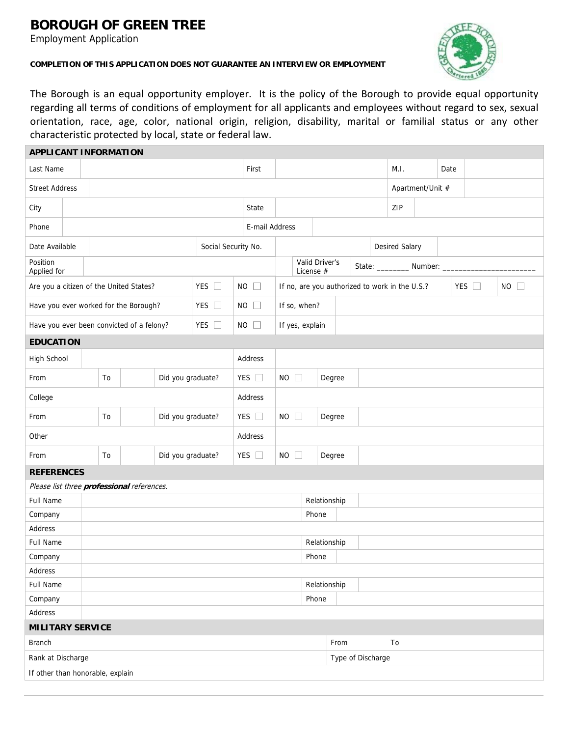# BOROUGH OF GREEN TREE

Employment Application

**COMPLETION OF THIS APPLICATION DOES NOT GUARANTEE AN INTERVIEW OR EMPLOYMENT**

The Borough is an equal opportunity employer. It is the policy of the Borough to provide equal opportunity regarding all terms of conditions of employment for all applicants and employees without regard to sex, sexual orientation, race, age, color, national origin, religion, disability, marital or familial status or any other characteristic protected by local, state or federal law.

## APPLICANT INFORMATION

| Last Name | | First | | M.I. | | Date | |
|---|---|---|---|---|---|---|---|
| Street Address | | | | Apartment/Unit # | | | |
| City | | State | | ZIP | | | |
| Phone | | E-mail Address | | | | | |
| Date Available | | Social Security No. | | Desired Salary | | | |
| Position Applied for | | Valid Driver's License # | State: ________ Number: ______________________ | | | | |

| Are you a citizen of the United States? | YES ☐ | NO ☐ | If no, are you authorized to work in the U.S.? | YES ☐ | NO ☐ |
|---|---|---|---|---|---|
| Have you ever worked for the Borough? | YES ☐ | NO ☐ | If so, when? | | |
| Have you ever been convicted of a felony? | YES ☐ | NO ☐ | If yes, explain | | |

## EDUCATION

| High School | | | | Address | | | |
|---|---|---|---|---|---|---|---|
| From | | To | | Did you graduate? | YES ☐ | NO ☐ | Degree |
| College | | | | Address | | | |
| From | | To | | Did you graduate? | YES ☐ | NO ☐ | Degree |
| Other | | | | Address | | | |
| From | | To | | Did you graduate? | YES ☐ | NO ☐ | Degree |

## REFERENCES

*Please list three **professional** references.*

| Full Name | | Relationship | |
|---|---|---|---|
| Company | | Phone | |
| Address | | | |
| Full Name | | Relationship | |
| Company | | Phone | |
| Address | | | |
| Full Name | | Relationship | |
| Company | | Phone | |
| Address | | | |

## MILITARY SERVICE

| Branch | From | To |
|---|---|---|
| Rank at Discharge | Type of Discharge | |
| If other than honorable, explain | | |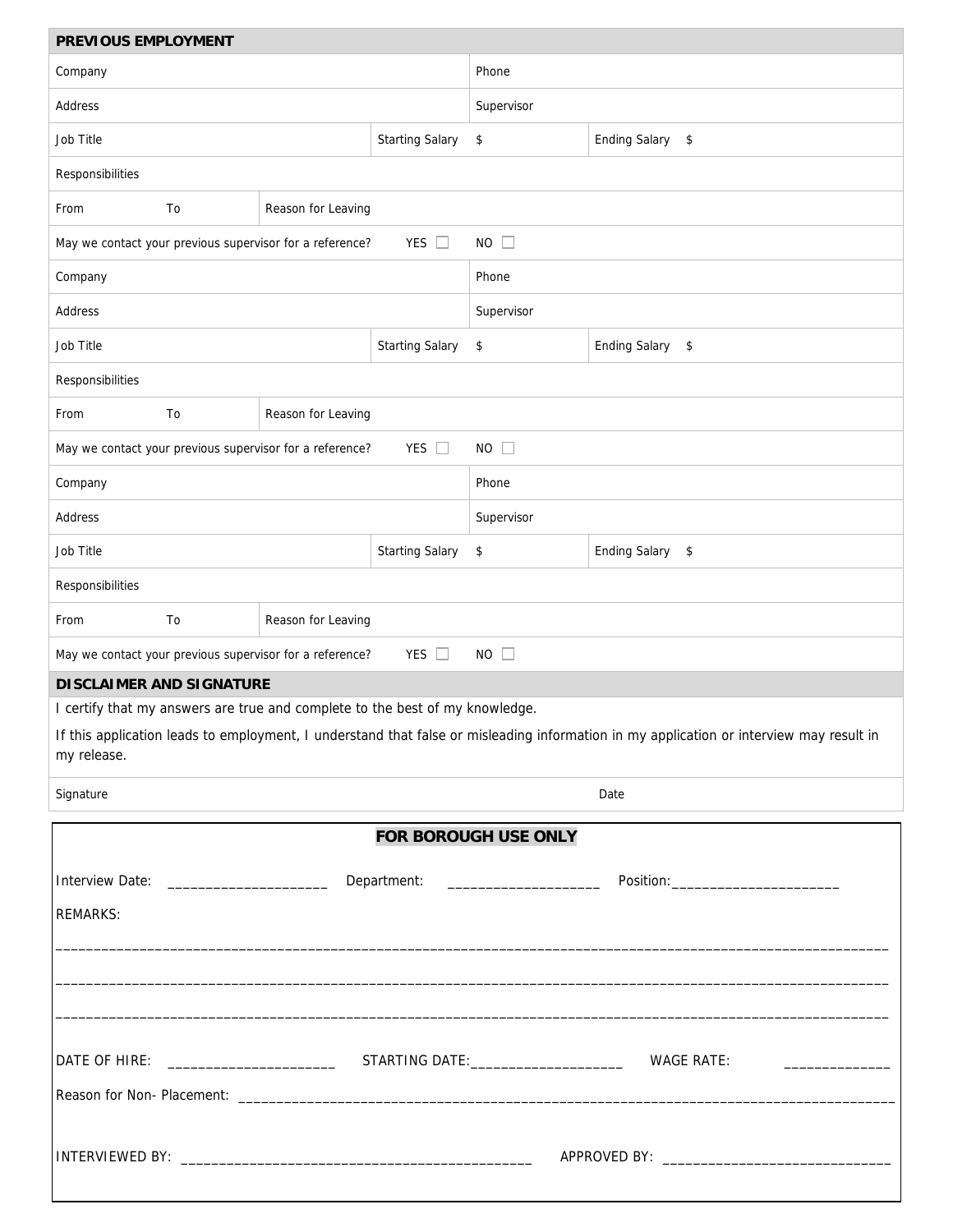## PREVIOUS EMPLOYMENT

| | | | | |
|---|---|---|---|---|
| Company | | | Phone | |
| Address | | | Supervisor | |
| Job Title | | Starting Salary | $ | Ending Salary $ |
| Responsibilities | | | | |
| From | To | Reason for Leaving | | |
| May we contact your previous supervisor for a reference? | | YES ☐ | NO ☐ | |
| Company | | | Phone | |
| Address | | | Supervisor | |
| Job Title | | Starting Salary | $ | Ending Salary $ |
| Responsibilities | | | | |
| From | To | Reason for Leaving | | |
| May we contact your previous supervisor for a reference? | | YES ☐ | NO ☐ | |
| Company | | | Phone | |
| Address | | | Supervisor | |
| Job Title | | Starting Salary | $ | Ending Salary $ |
| Responsibilities | | | | |
| From | To | Reason for Leaving | | |
| May we contact your previous supervisor for a reference? | | YES ☐ | NO ☐ | |

## DISCLAIMER AND SIGNATURE

I certify that my answers are true and complete to the best of my knowledge.

If this application leads to employment, I understand that false or misleading information in my application or interview may result in my release.

| | |
|---|---|
| Signature | Date |

## FOR BOROUGH USE ONLY

Interview Date: ____________________ Department: ___________________ Position:______________________

REMARKS:

_______________________________________________________________________________________________________________

_______________________________________________________________________________________________________________

_______________________________________________________________________________________________________________

DATE OF HIRE: _____________________ STARTING DATE:____________________ WAGE RATE: ______________

Reason for Non- Placement: ___________________________________________________________________________________________

INTERVIEWED BY: ______________________________________________ APPROVED BY: _____________________________